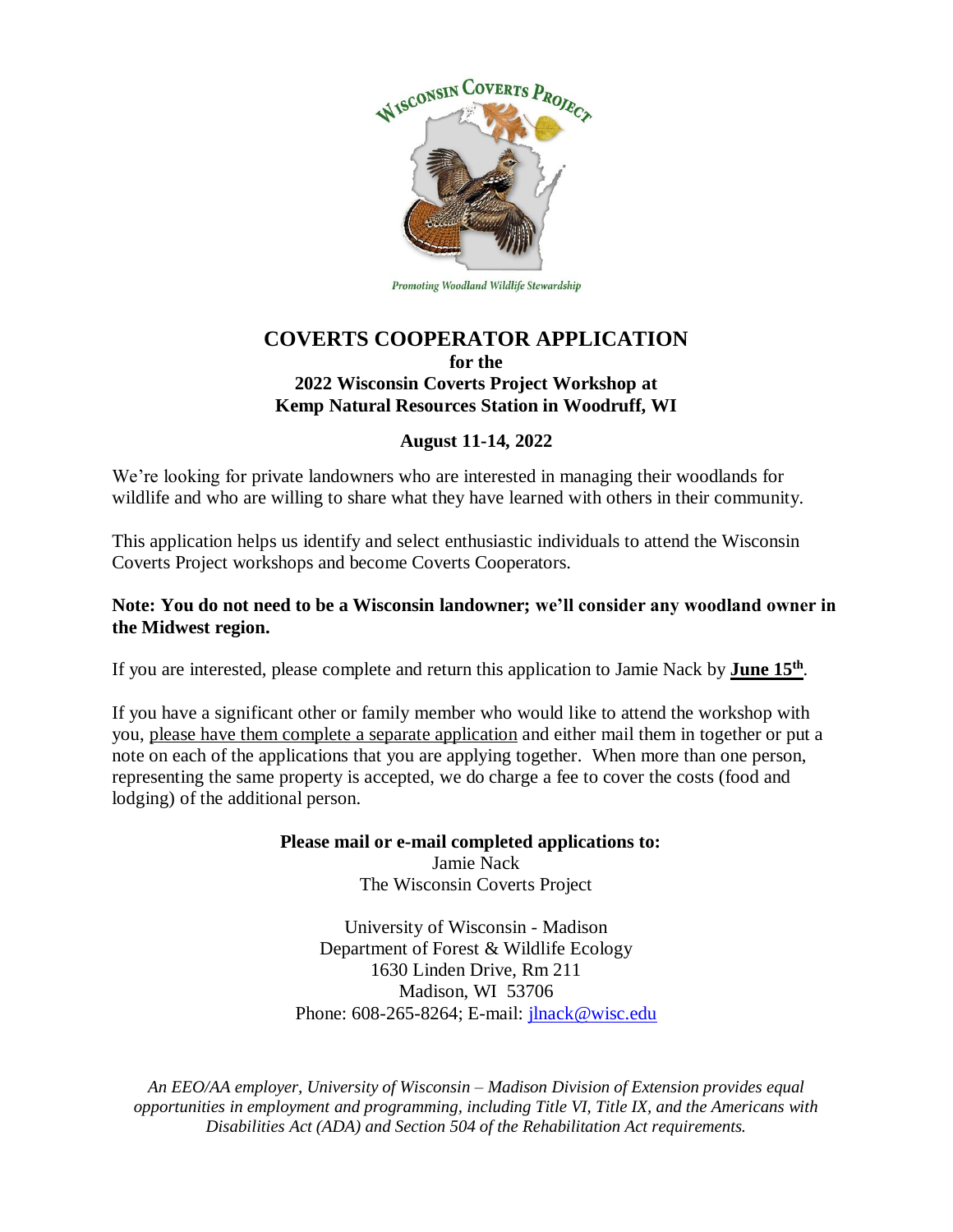WISCONSIN COVERTS PROJECT

*Promoting Woodland Wildlife Stewardship*

# COVERTS COOPERATOR APPLICATION

**for the**
**2022 Wisconsin Coverts Project Workshop at**
**Kemp Natural Resources Station in Woodruff, WI**

**August 11-14, 2022**

We're looking for private landowners who are interested in managing their woodlands for wildlife and who are willing to share what they have learned with others in their community.

This application helps us identify and select enthusiastic individuals to attend the Wisconsin Coverts Project workshops and become Coverts Cooperators.

**Note: You do not need to be a Wisconsin landowner; we'll consider any woodland owner in the Midwest region.**

If you are interested, please complete and return this application to Jamie Nack by **June 15th**.

If you have a significant other or family member who would like to attend the workshop with you, please have them complete a separate application and either mail them in together or put a note on each of the applications that you are applying together. When more than one person, representing the same property is accepted, we do charge a fee to cover the costs (food and lodging) of the additional person.

**Please mail or e-mail completed applications to:**
Jamie Nack
The Wisconsin Coverts Project

University of Wisconsin - Madison
Department of Forest & Wildlife Ecology
1630 Linden Drive, Rm 211
Madison, WI 53706
Phone: 608-265-8264; E-mail: jlnack@wisc.edu

*An EEO/AA employer, University of Wisconsin – Madison Division of Extension provides equal opportunities in employment and programming, including Title VI, Title IX, and the Americans with Disabilities Act (ADA) and Section 504 of the Rehabilitation Act requirements.*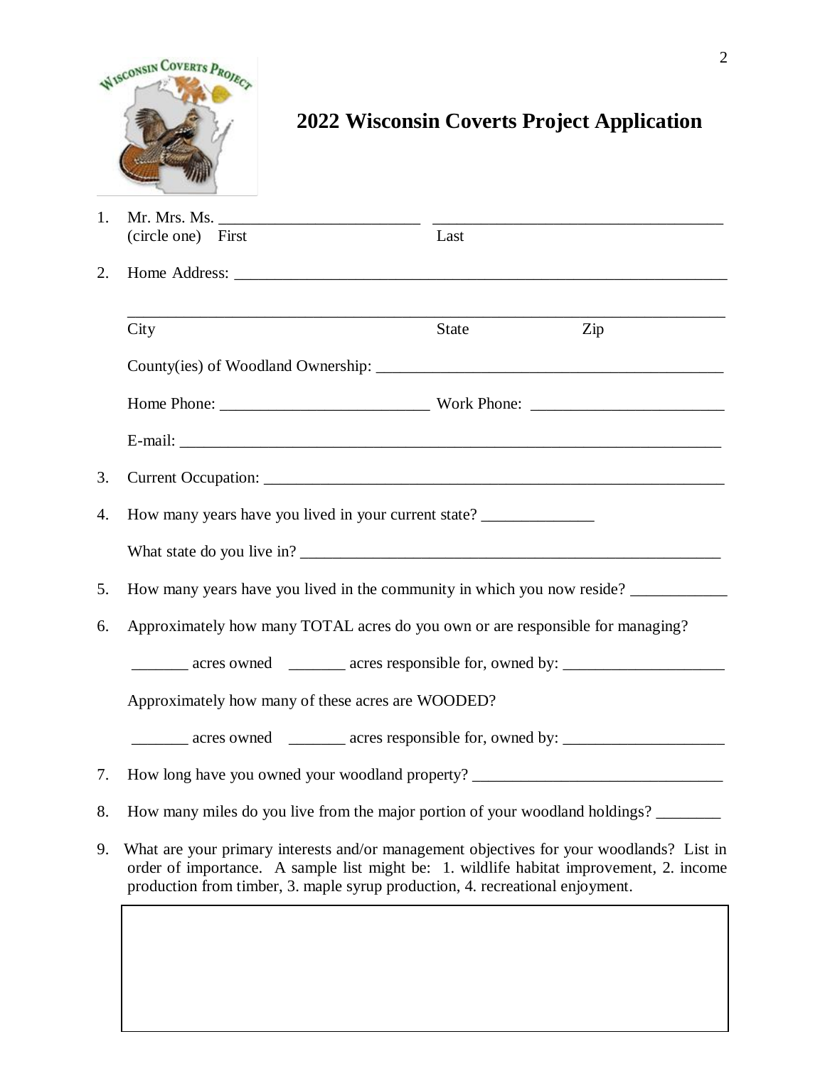# 2022 Wisconsin Coverts Project Application

1. Mr. Mrs. Ms. __________________________ ____________________________________
   (circle one) First Last

2. Home Address: ________________________________________________________________

   ______________________________________________________________________________
   City State Zip

   County(ies) of Woodland Ownership: ____________________________________________

   Home Phone: __________________________ Work Phone: ________________________

   E-mail: _______________________________________________________________________

3. Current Occupation: ____________________________________________________________

4. How many years have you lived in your current state? ______________

   What state do you live in? ______________________________________________________

5. How many years have you lived in the community in which you now reside? ____________

6. Approximately how many TOTAL acres do you own or are responsible for managing?

   _______ acres owned _______ acres responsible for, owned by: ____________________

   Approximately how many of these acres are WOODED?

   _______ acres owned _______ acres responsible for, owned by: ____________________

7. How long have you owned your woodland property? _______________________________

8. How many miles do you live from the major portion of your woodland holdings? ________

9. What are your primary interests and/or management objectives for your woodlands? List in order of importance. A sample list might be: 1. wildlife habitat improvement, 2. income production from timber, 3. maple syrup production, 4. recreational enjoyment.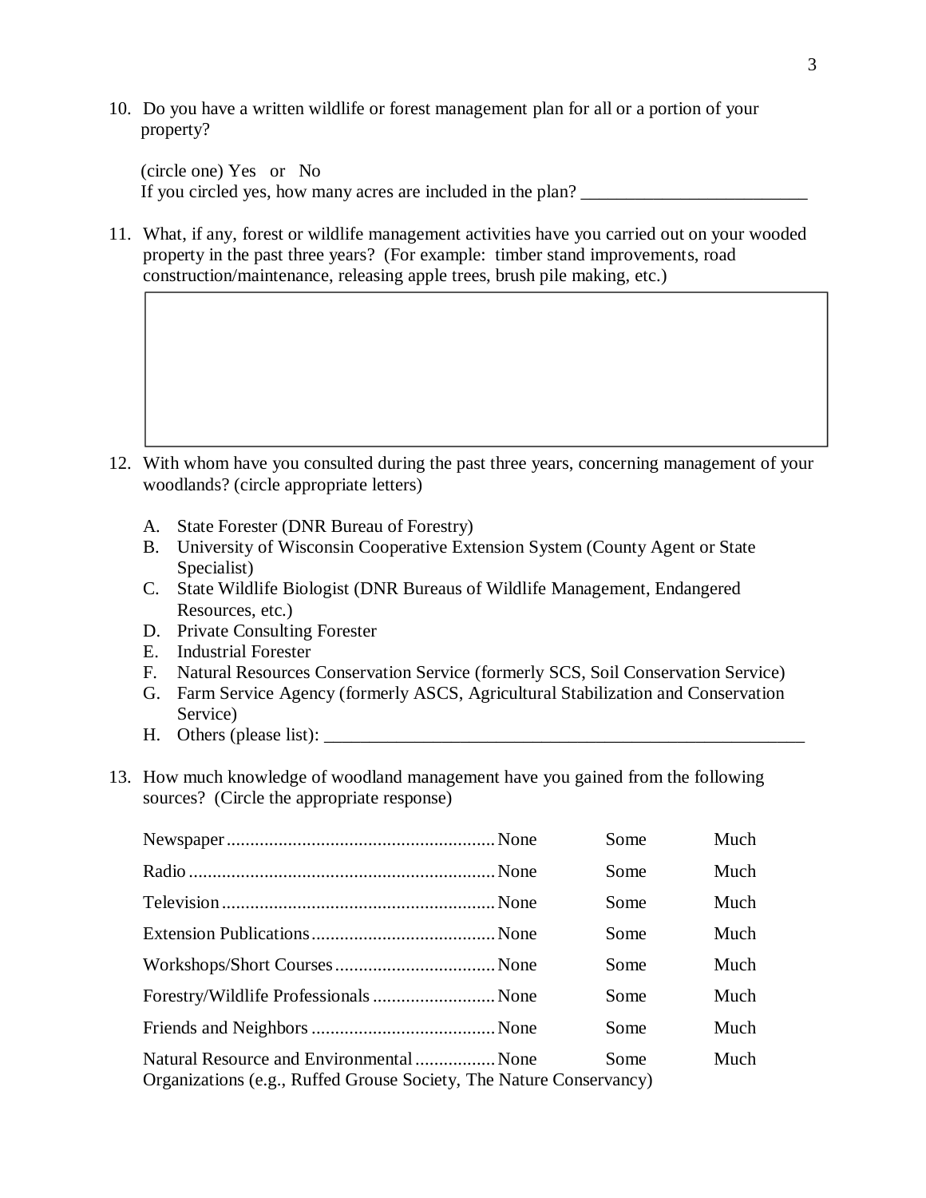10. Do you have a written wildlife or forest management plan for all or a portion of your property?

    (circle one) Yes or No
    If you circled yes, how many acres are included in the plan? _________________________

11. What, if any, forest or wildlife management activities have you carried out on your wooded property in the past three years? (For example: timber stand improvements, road construction/maintenance, releasing apple trees, brush pile making, etc.)

12. With whom have you consulted during the past three years, concerning management of your woodlands? (circle appropriate letters)

    A. State Forester (DNR Bureau of Forestry)
    B. University of Wisconsin Cooperative Extension System (County Agent or State Specialist)
    C. State Wildlife Biologist (DNR Bureaus of Wildlife Management, Endangered Resources, etc.)
    D. Private Consulting Forester
    E. Industrial Forester
    F. Natural Resources Conservation Service (formerly SCS, Soil Conservation Service)
    G. Farm Service Agency (formerly ASCS, Agricultural Stabilization and Conservation Service)
    H. Others (please list): _______________________________________________________

13. How much knowledge of woodland management have you gained from the following sources? (Circle the appropriate response)

| Source | | | |
|---|---|---|---|
| Newspaper | None | Some | Much |
| Radio | None | Some | Much |
| Television | None | Some | Much |
| Extension Publications | None | Some | Much |
| Workshops/Short Courses | None | Some | Much |
| Forestry/Wildlife Professionals | None | Some | Much |
| Friends and Neighbors | None | Some | Much |
| Natural Resource and Environmental Organizations (e.g., Ruffed Grouse Society, The Nature Conservancy) | None | Some | Much |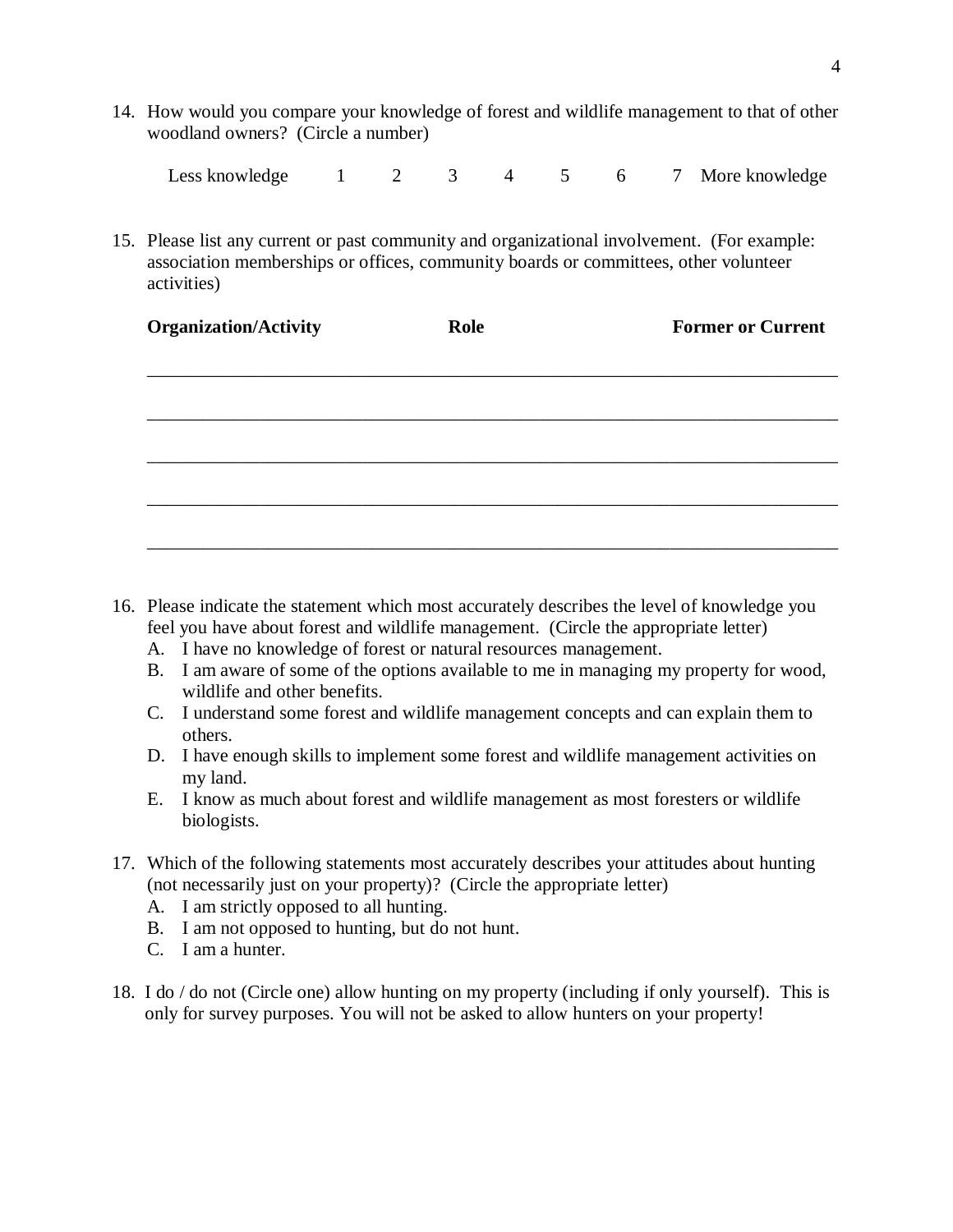14. How would you compare your knowledge of forest and wildlife management to that of other woodland owners? (Circle a number)

| Less knowledge | 1 | 2 | 3 | 4 | 5 | 6 | 7 | More knowledge |
|---|---|---|---|---|---|---|---|---|

15. Please list any current or past community and organizational involvement. (For example: association memberships or offices, community boards or committees, other volunteer activities)

| **Organization/Activity** | **Role** | **Former or Current** |
|---|---|---|
| | | |
| | | |
| | | |
| | | |
| | | |

16. Please indicate the statement which most accurately describes the level of knowledge you feel you have about forest and wildlife management. (Circle the appropriate letter)
    A. I have no knowledge of forest or natural resources management.
    B. I am aware of some of the options available to me in managing my property for wood, wildlife and other benefits.
    C. I understand some forest and wildlife management concepts and can explain them to others.
    D. I have enough skills to implement some forest and wildlife management activities on my land.
    E. I know as much about forest and wildlife management as most foresters or wildlife biologists.

17. Which of the following statements most accurately describes your attitudes about hunting (not necessarily just on your property)? (Circle the appropriate letter)
    A. I am strictly opposed to all hunting.
    B. I am not opposed to hunting, but do not hunt.
    C. I am a hunter.

18. I do / do not (Circle one) allow hunting on my property (including if only yourself). This is only for survey purposes. You will not be asked to allow hunters on your property!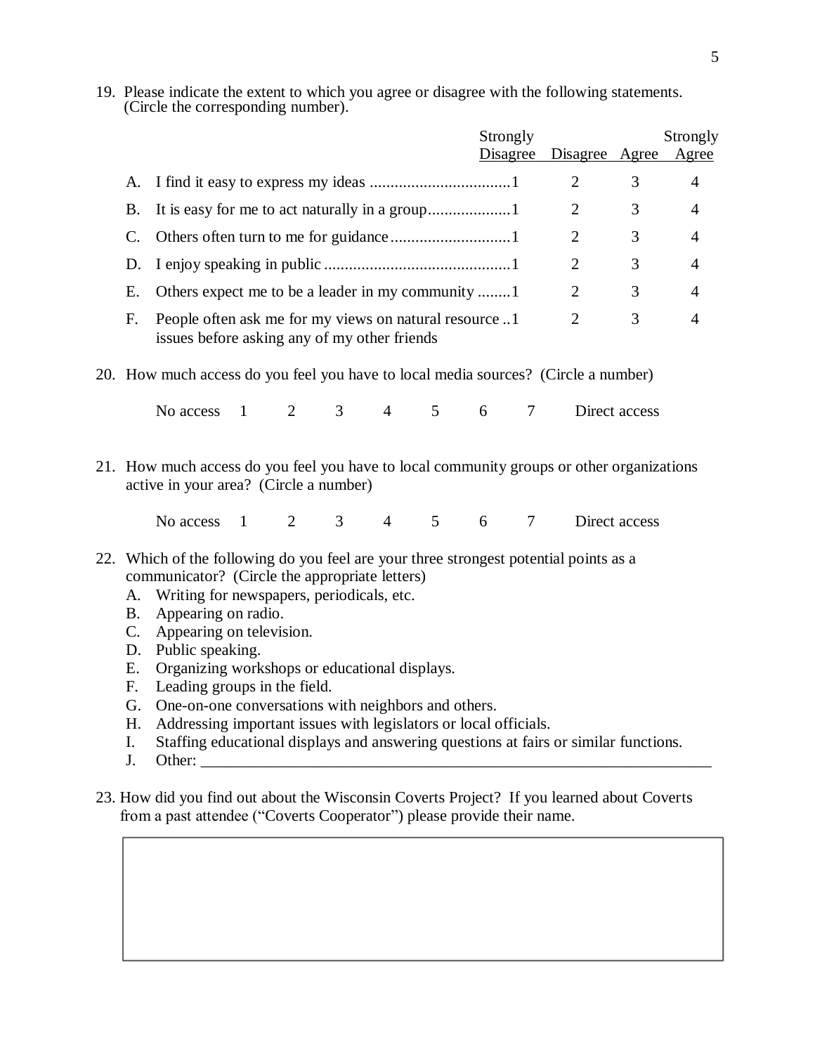19. Please indicate the extent to which you agree or disagree with the following statements. (Circle the corresponding number).

| | Strongly Disagree | Disagree | Agree | Strongly Agree |
|---|---|---|---|---|
| A. I find it easy to express my ideas | 1 | 2 | 3 | 4 |
| B. It is easy for me to act naturally in a group | 1 | 2 | 3 | 4 |
| C. Others often turn to me for guidance | 1 | 2 | 3 | 4 |
| D. I enjoy speaking in public | 1 | 2 | 3 | 4 |
| E. Others expect me to be a leader in my community | 1 | 2 | 3 | 4 |
| F. People often ask me for my views on natural resource issues before asking any of my other friends | 1 | 2 | 3 | 4 |

20. How much access do you feel you have to local media sources? (Circle a number)

No access 1 2 3 4 5 6 7 Direct access

21. How much access do you feel you have to local community groups or other organizations active in your area? (Circle a number)

No access 1 2 3 4 5 6 7 Direct access

22. Which of the following do you feel are your three strongest potential points as a communicator? (Circle the appropriate letters)
   - A. Writing for newspapers, periodicals, etc.
   - B. Appearing on radio.
   - C. Appearing on television.
   - D. Public speaking.
   - E. Organizing workshops or educational displays.
   - F. Leading groups in the field.
   - G. One-on-one conversations with neighbors and others.
   - H. Addressing important issues with legislators or local officials.
   - I. Staffing educational displays and answering questions at fairs or similar functions.
   - J. Other: ____________________________________________

23. How did you find out about the Wisconsin Coverts Project? If you learned about Coverts from a past attendee ("Coverts Cooperator") please provide their name.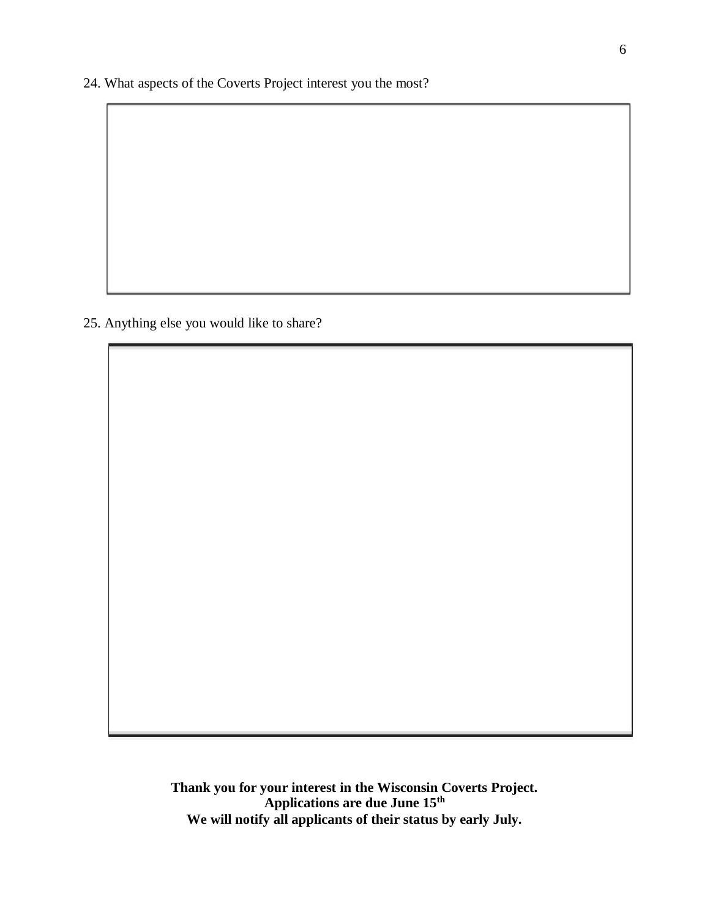24. What aspects of the Coverts Project interest you the most?

25. Anything else you would like to share?

**Thank you for your interest in the Wisconsin Coverts Project.**
**Applications are due June 15th**
**We will notify all applicants of their status by early July.**